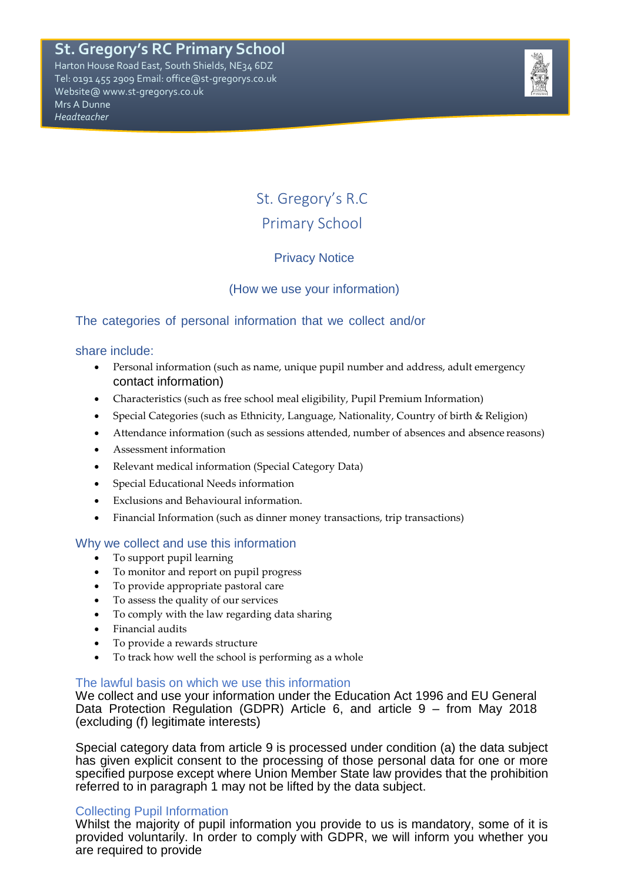**St. Gregory's RC Primary School**

Harton House Road East, South Shields, NE34 6DZ
Tel: 0191 455 2909 Email: office@st-gregorys.co.uk
Website@ www.st-gregorys.co.uk
Mrs A Dunne
*Headteacher*

# St. Gregory's R.C Primary School

## Privacy Notice

(How we use your information)

### The categories of personal information that we collect and/or share include:

- Personal information (such as name, unique pupil number and address, adult emergency contact information)
- Characteristics (such as free school meal eligibility, Pupil Premium Information)
- Special Categories (such as Ethnicity, Language, Nationality, Country of birth & Religion)
- Attendance information (such as sessions attended, number of absences and absence reasons)
- Assessment information
- Relevant medical information (Special Category Data)
- Special Educational Needs information
- Exclusions and Behavioural information.
- Financial Information (such as dinner money transactions, trip transactions)

### Why we collect and use this information

- To support pupil learning
- To monitor and report on pupil progress
- To provide appropriate pastoral care
- To assess the quality of our services
- To comply with the law regarding data sharing
- Financial audits
- To provide a rewards structure
- To track how well the school is performing as a whole

### The lawful basis on which we use this information

We collect and use your information under the Education Act 1996 and EU General Data Protection Regulation (GDPR) Article 6, and article 9 – from May 2018 (excluding (f) legitimate interests)

Special category data from article 9 is processed under condition (a) the data subject has given explicit consent to the processing of those personal data for one or more specified purpose except where Union Member State law provides that the prohibition referred to in paragraph 1 may not be lifted by the data subject.

### Collecting Pupil Information

Whilst the majority of pupil information you provide to us is mandatory, some of it is provided voluntarily. In order to comply with GDPR, we will inform you whether you are required to provide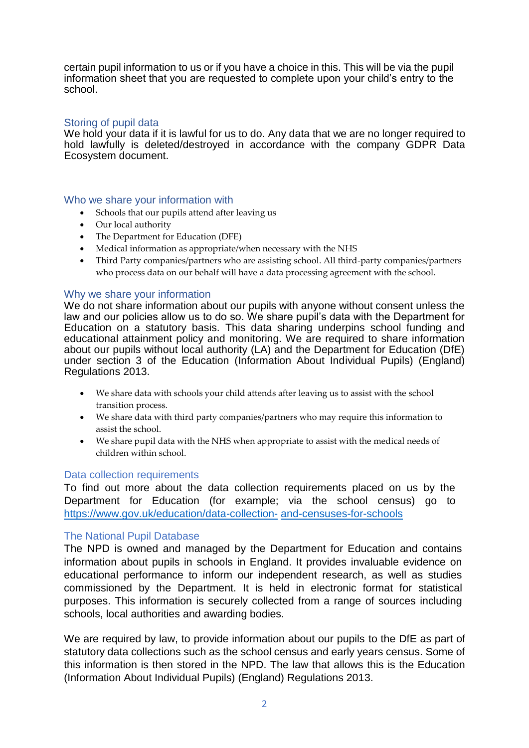certain pupil information to us or if you have a choice in this. This will be via the pupil information sheet that you are requested to complete upon your child's entry to the school.

## Storing of pupil data

We hold your data if it is lawful for us to do. Any data that we are no longer required to hold lawfully is deleted/destroyed in accordance with the company GDPR Data Ecosystem document.

## Who we share your information with

- Schools that our pupils attend after leaving us
- Our local authority
- The Department for Education (DFE)
- Medical information as appropriate/when necessary with the NHS
- Third Party companies/partners who are assisting school. All third-party companies/partners who process data on our behalf will have a data processing agreement with the school.

## Why we share your information

We do not share information about our pupils with anyone without consent unless the law and our policies allow us to do so. We share pupil's data with the Department for Education on a statutory basis. This data sharing underpins school funding and educational attainment policy and monitoring. We are required to share information about our pupils without local authority (LA) and the Department for Education (DfE) under section 3 of the Education (Information About Individual Pupils) (England) Regulations 2013.

- We share data with schools your child attends after leaving us to assist with the school transition process.
- We share data with third party companies/partners who may require this information to assist the school.
- We share pupil data with the NHS when appropriate to assist with the medical needs of children within school.

## Data collection requirements

To find out more about the data collection requirements placed on us by the Department for Education (for example; via the school census) go to https://www.gov.uk/education/data-collection- and-censuses-for-schools

## The National Pupil Database

The NPD is owned and managed by the Department for Education and contains information about pupils in schools in England. It provides invaluable evidence on educational performance to inform our independent research, as well as studies commissioned by the Department. It is held in electronic format for statistical purposes. This information is securely collected from a range of sources including schools, local authorities and awarding bodies.

We are required by law, to provide information about our pupils to the DfE as part of statutory data collections such as the school census and early years census. Some of this information is then stored in the NPD. The law that allows this is the Education (Information About Individual Pupils) (England) Regulations 2013.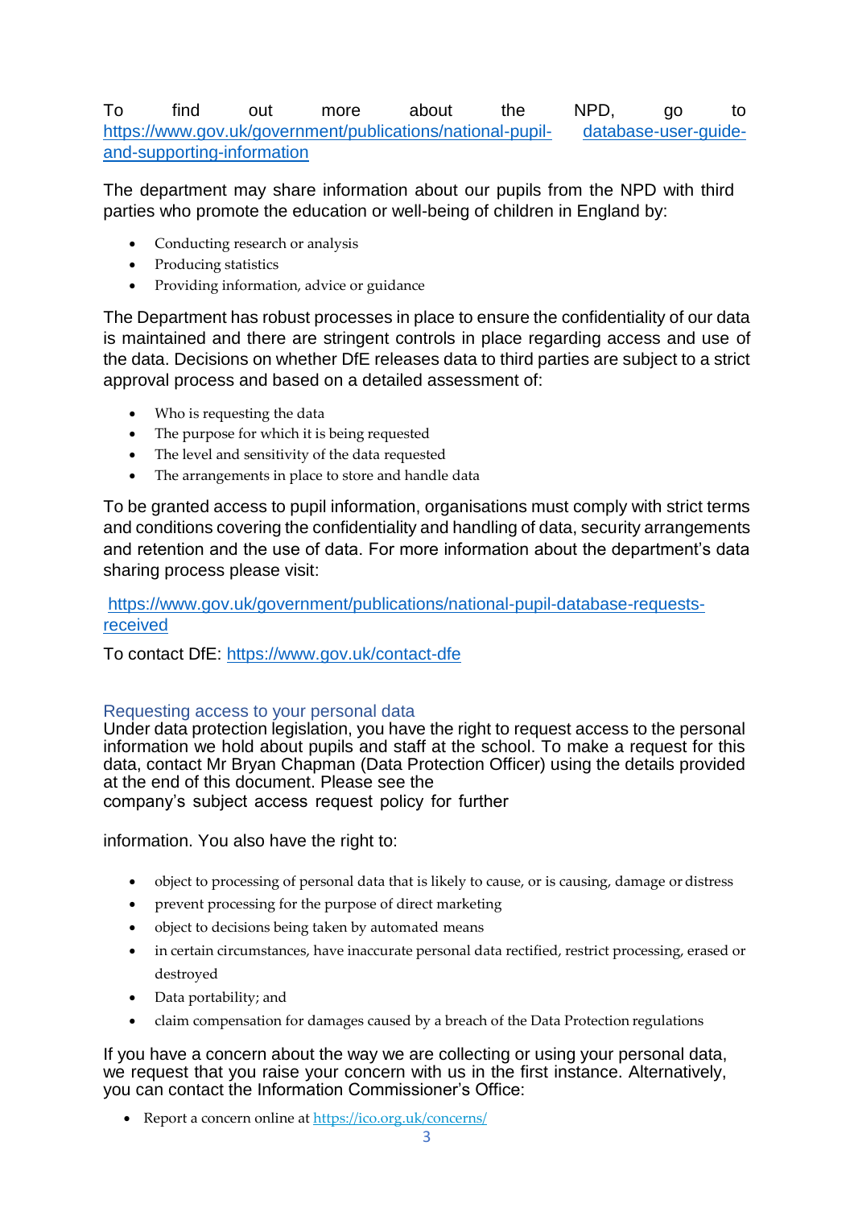To find out more about the NPD, go to https://www.gov.uk/government/publications/national-pupil-database-user-guide-and-supporting-information

The department may share information about our pupils from the NPD with third parties who promote the education or well-being of children in England by:

- Conducting research or analysis
- Producing statistics
- Providing information, advice or guidance

The Department has robust processes in place to ensure the confidentiality of our data is maintained and there are stringent controls in place regarding access and use of the data. Decisions on whether DfE releases data to third parties are subject to a strict approval process and based on a detailed assessment of:

- Who is requesting the data
- The purpose for which it is being requested
- The level and sensitivity of the data requested
- The arrangements in place to store and handle data

To be granted access to pupil information, organisations must comply with strict terms and conditions covering the confidentiality and handling of data, security arrangements and retention and the use of data. For more information about the department's data sharing process please visit:

https://www.gov.uk/government/publications/national-pupil-database-requests-received

To contact DfE: https://www.gov.uk/contact-dfe

## Requesting access to your personal data

Under data protection legislation, you have the right to request access to the personal information we hold about pupils and staff at the school. To make a request for this data, contact Mr Bryan Chapman (Data Protection Officer) using the details provided at the end of this document. Please see the company's subject access request policy for further information. You also have the right to:

- object to processing of personal data that is likely to cause, or is causing, damage or distress
- prevent processing for the purpose of direct marketing
- object to decisions being taken by automated means
- in certain circumstances, have inaccurate personal data rectified, restrict processing, erased or destroyed
- Data portability; and
- claim compensation for damages caused by a breach of the Data Protection regulations

If you have a concern about the way we are collecting or using your personal data, we request that you raise your concern with us in the first instance. Alternatively, you can contact the Information Commissioner's Office:

- Report a concern online at https://ico.org.uk/concerns/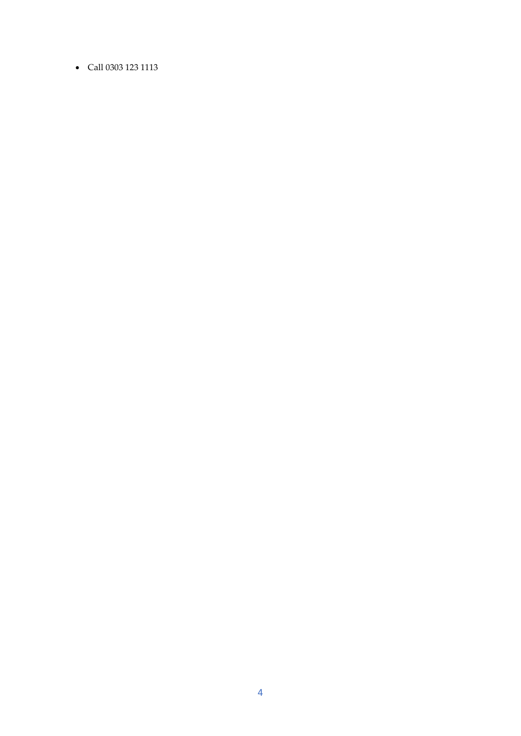- Call 0303 123 1113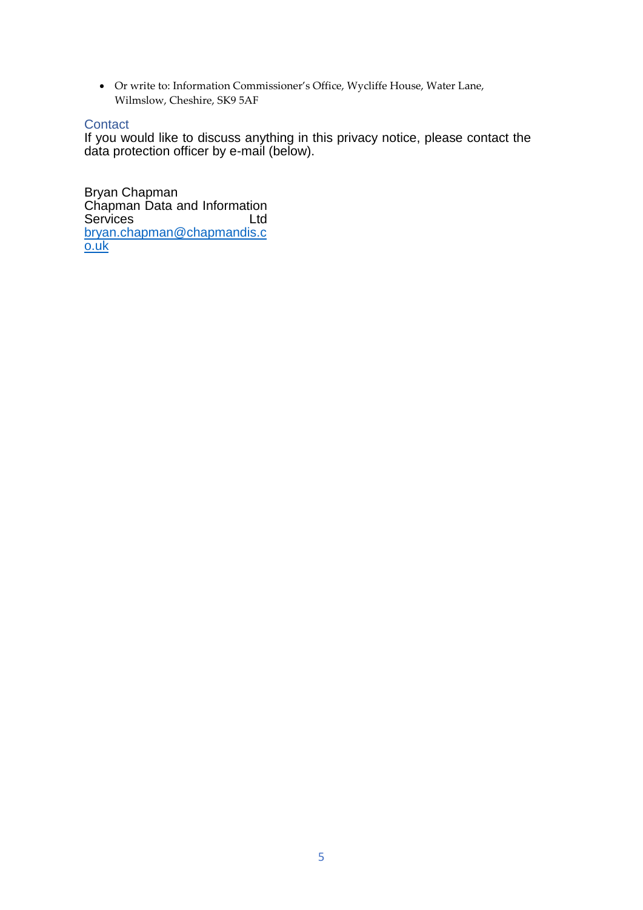- Or write to: Information Commissioner's Office, Wycliffe House, Water Lane, Wilmslow, Cheshire, SK9 5AF

## Contact

If you would like to discuss anything in this privacy notice, please contact the data protection officer by e-mail (below).

Bryan Chapman
Chapman Data and Information Services Ltd
bryan.chapman@chapmandis.co.uk